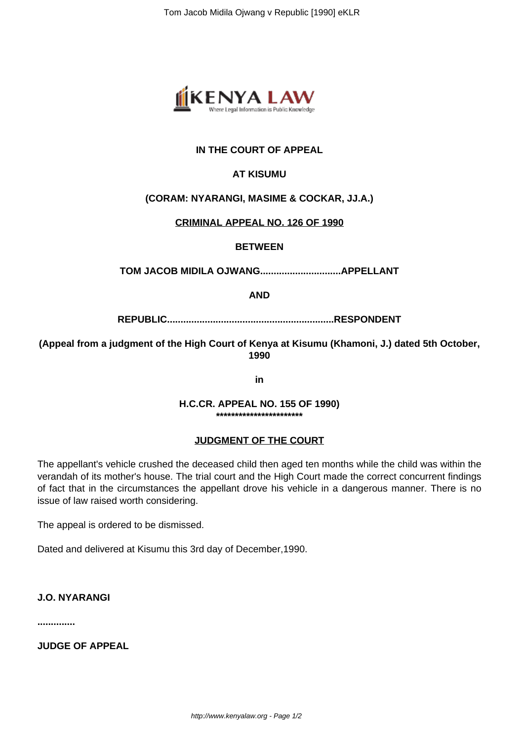**IN THE COURT OF APPEAL**

**AT KISUMU**

**(CORAM: NYARANGI, MASIME & COCKAR, JJ.A.)**

**CRIMINAL APPEAL NO. 126 OF 1990**

**BETWEEN**

**TOM JACOB MIDILA OJWANG.............................APPELLANT**

**AND**

**REPUBLIC.............................................................RESPONDENT**

**(Appeal from a judgment of the High Court of Kenya at Kisumu (Khamoni, J.) dated 5th October, 1990**

**in**

**H.C.CR. APPEAL NO. 155 OF 1990)**

**************************

**JUDGMENT OF THE COURT**

The appellant's vehicle crushed the deceased child then aged ten months while the child was within the verandah of its mother's house. The trial court and the High Court made the correct concurrent findings of fact that in the circumstances the appellant drove his vehicle in a dangerous manner. There is no issue of law raised worth considering.

The appeal is ordered to be dismissed.

Dated and delivered at Kisumu this 3rd day of December,1990.

**J.O. NYARANGI**

**..............**

**JUDGE OF APPEAL**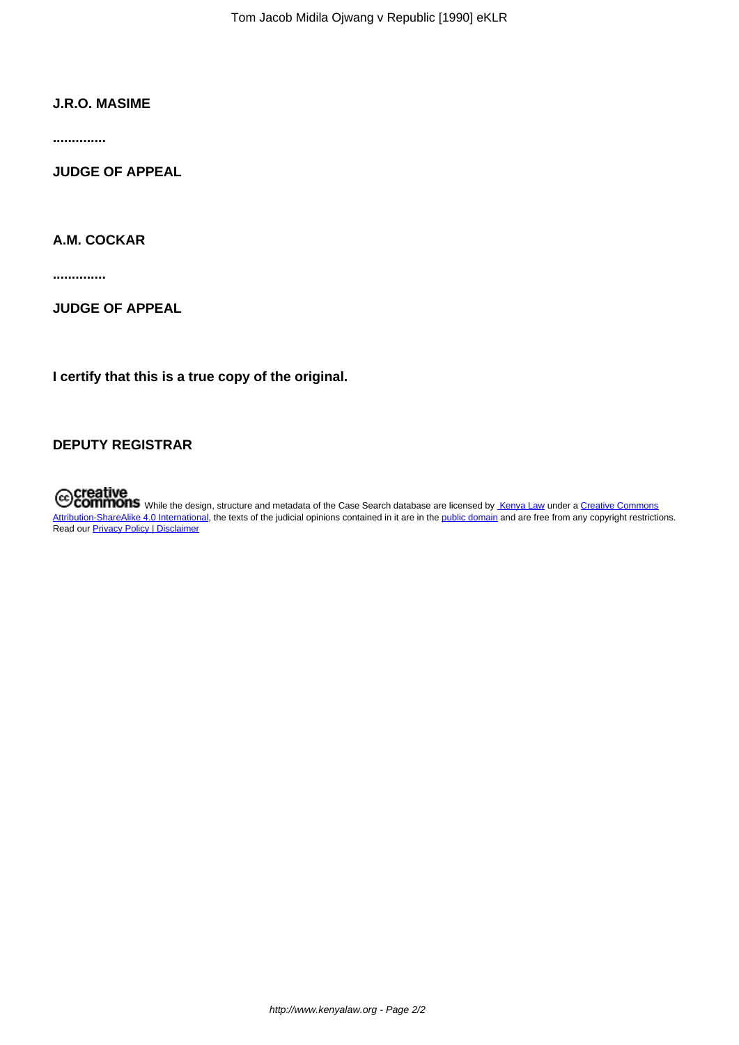**J.R.O. MASIME**

**..............**

**JUDGE OF APPEAL**

**A.M. COCKAR**

**..............**

**JUDGE OF APPEAL**

**I certify that this is a true copy of the original.**

**DEPUTY REGISTRAR**

While the design, structure and metadata of the Case Search database are licensed by Kenya Law under a Creative Commons Attribution-ShareAlike 4.0 International, the texts of the judicial opinions contained in it are in the public domain and are free from any copyright restrictions. Read our Privacy Policy | Disclaimer